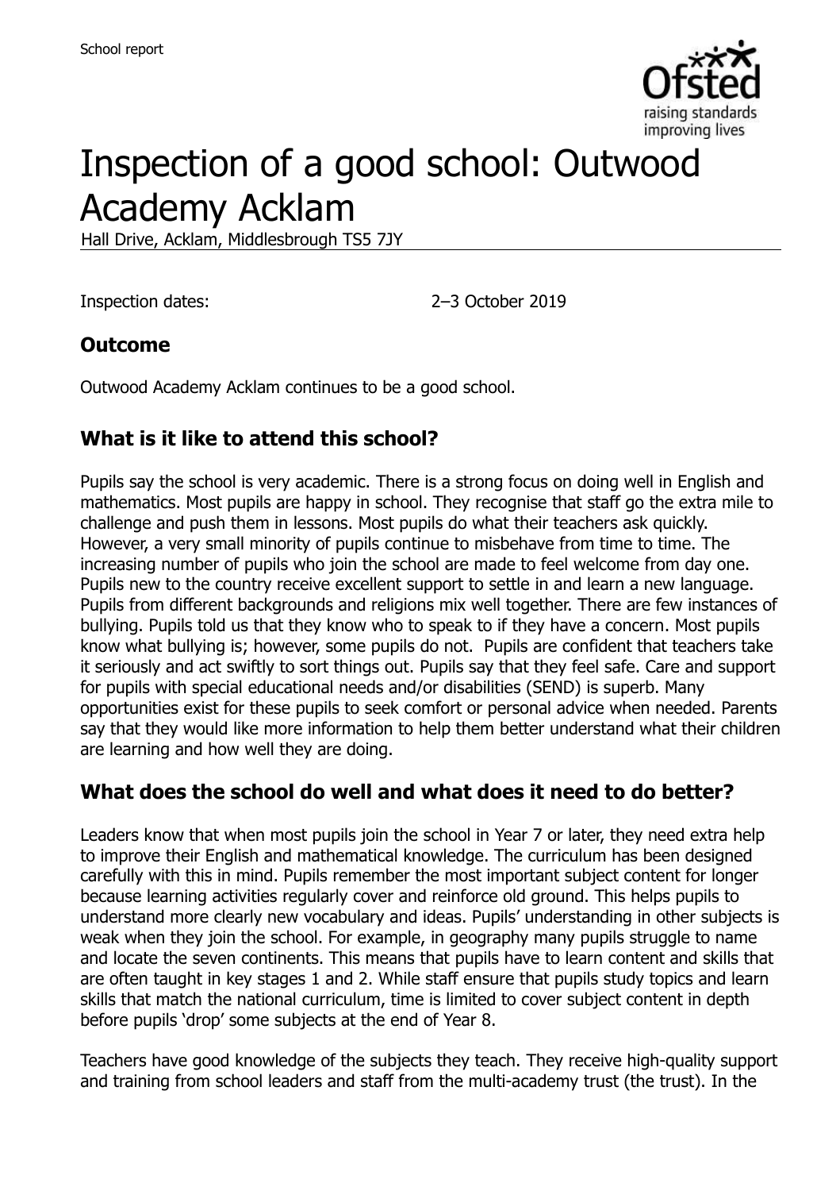# Inspection of a good school: Outwood Academy Acklam

Hall Drive, Acklam, Middlesbrough TS5 7JY

Inspection dates: 2–3 October 2019

## Outcome

Outwood Academy Acklam continues to be a good school.

## What is it like to attend this school?

Pupils say the school is very academic. There is a strong focus on doing well in English and mathematics. Most pupils are happy in school. They recognise that staff go the extra mile to challenge and push them in lessons. Most pupils do what their teachers ask quickly. However, a very small minority of pupils continue to misbehave from time to time. The increasing number of pupils who join the school are made to feel welcome from day one. Pupils new to the country receive excellent support to settle in and learn a new language. Pupils from different backgrounds and religions mix well together. There are few instances of bullying. Pupils told us that they know who to speak to if they have a concern. Most pupils know what bullying is; however, some pupils do not. Pupils are confident that teachers take it seriously and act swiftly to sort things out. Pupils say that they feel safe. Care and support for pupils with special educational needs and/or disabilities (SEND) is superb. Many opportunities exist for these pupils to seek comfort or personal advice when needed. Parents say that they would like more information to help them better understand what their children are learning and how well they are doing.

## What does the school do well and what does it need to do better?

Leaders know that when most pupils join the school in Year 7 or later, they need extra help to improve their English and mathematical knowledge. The curriculum has been designed carefully with this in mind. Pupils remember the most important subject content for longer because learning activities regularly cover and reinforce old ground. This helps pupils to understand more clearly new vocabulary and ideas. Pupils' understanding in other subjects is weak when they join the school. For example, in geography many pupils struggle to name and locate the seven continents. This means that pupils have to learn content and skills that are often taught in key stages 1 and 2. While staff ensure that pupils study topics and learn skills that match the national curriculum, time is limited to cover subject content in depth before pupils 'drop' some subjects at the end of Year 8.

Teachers have good knowledge of the subjects they teach. They receive high-quality support and training from school leaders and staff from the multi-academy trust (the trust). In the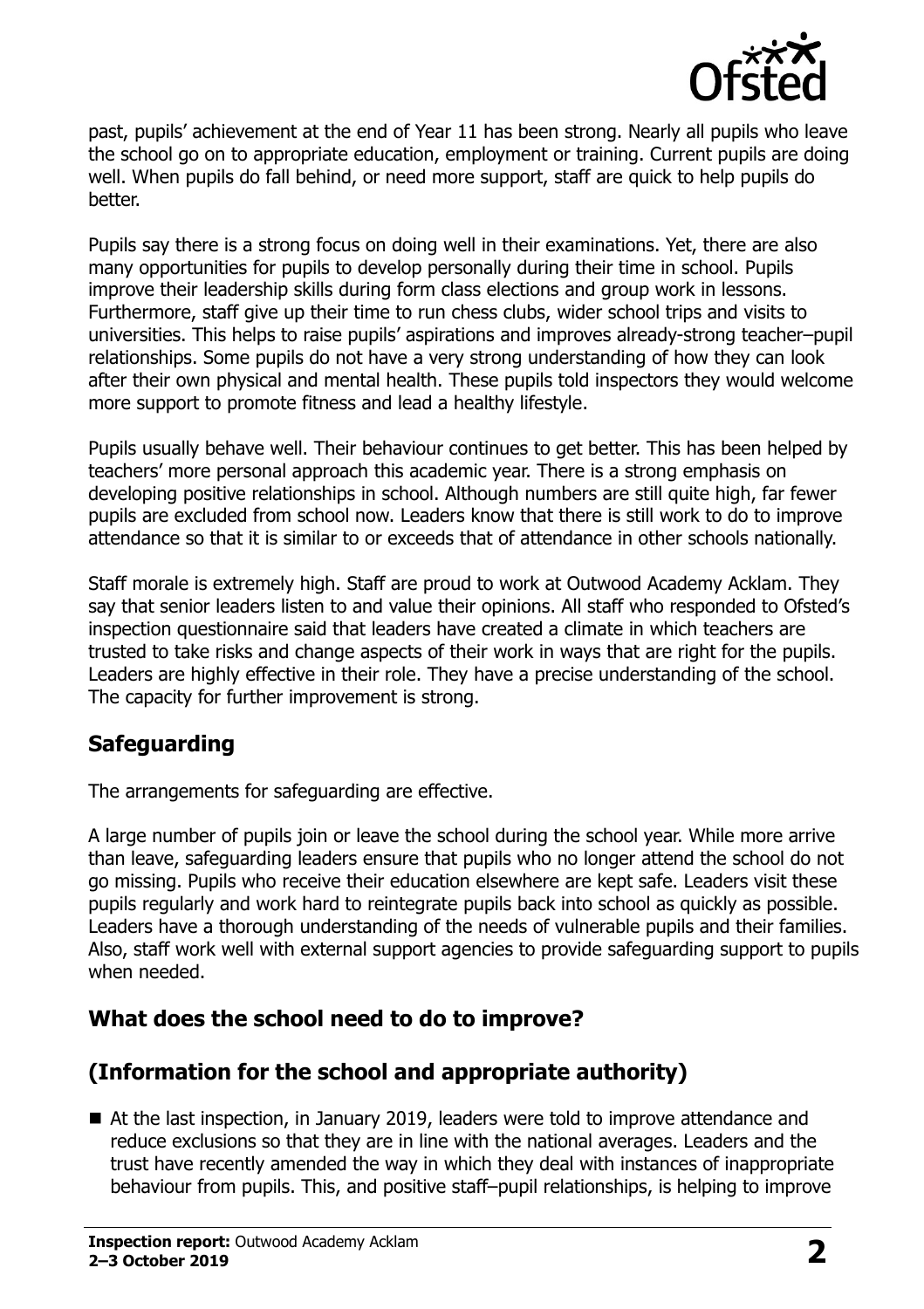past, pupils' achievement at the end of Year 11 has been strong. Nearly all pupils who leave the school go on to appropriate education, employment or training. Current pupils are doing well. When pupils do fall behind, or need more support, staff are quick to help pupils do better.

Pupils say there is a strong focus on doing well in their examinations. Yet, there are also many opportunities for pupils to develop personally during their time in school. Pupils improve their leadership skills during form class elections and group work in lessons. Furthermore, staff give up their time to run chess clubs, wider school trips and visits to universities. This helps to raise pupils' aspirations and improves already-strong teacher–pupil relationships. Some pupils do not have a very strong understanding of how they can look after their own physical and mental health. These pupils told inspectors they would welcome more support to promote fitness and lead a healthy lifestyle.

Pupils usually behave well. Their behaviour continues to get better. This has been helped by teachers' more personal approach this academic year. There is a strong emphasis on developing positive relationships in school. Although numbers are still quite high, far fewer pupils are excluded from school now. Leaders know that there is still work to do to improve attendance so that it is similar to or exceeds that of attendance in other schools nationally.

Staff morale is extremely high. Staff are proud to work at Outwood Academy Acklam. They say that senior leaders listen to and value their opinions. All staff who responded to Ofsted's inspection questionnaire said that leaders have created a climate in which teachers are trusted to take risks and change aspects of their work in ways that are right for the pupils. Leaders are highly effective in their role. They have a precise understanding of the school. The capacity for further improvement is strong.

## Safeguarding

The arrangements for safeguarding are effective.

A large number of pupils join or leave the school during the school year. While more arrive than leave, safeguarding leaders ensure that pupils who no longer attend the school do not go missing. Pupils who receive their education elsewhere are kept safe. Leaders visit these pupils regularly and work hard to reintegrate pupils back into school as quickly as possible. Leaders have a thorough understanding of the needs of vulnerable pupils and their families. Also, staff work well with external support agencies to provide safeguarding support to pupils when needed.

## What does the school need to do to improve?

## (Information for the school and appropriate authority)

- At the last inspection, in January 2019, leaders were told to improve attendance and reduce exclusions so that they are in line with the national averages. Leaders and the trust have recently amended the way in which they deal with instances of inappropriate behaviour from pupils. This, and positive staff–pupil relationships, is helping to improve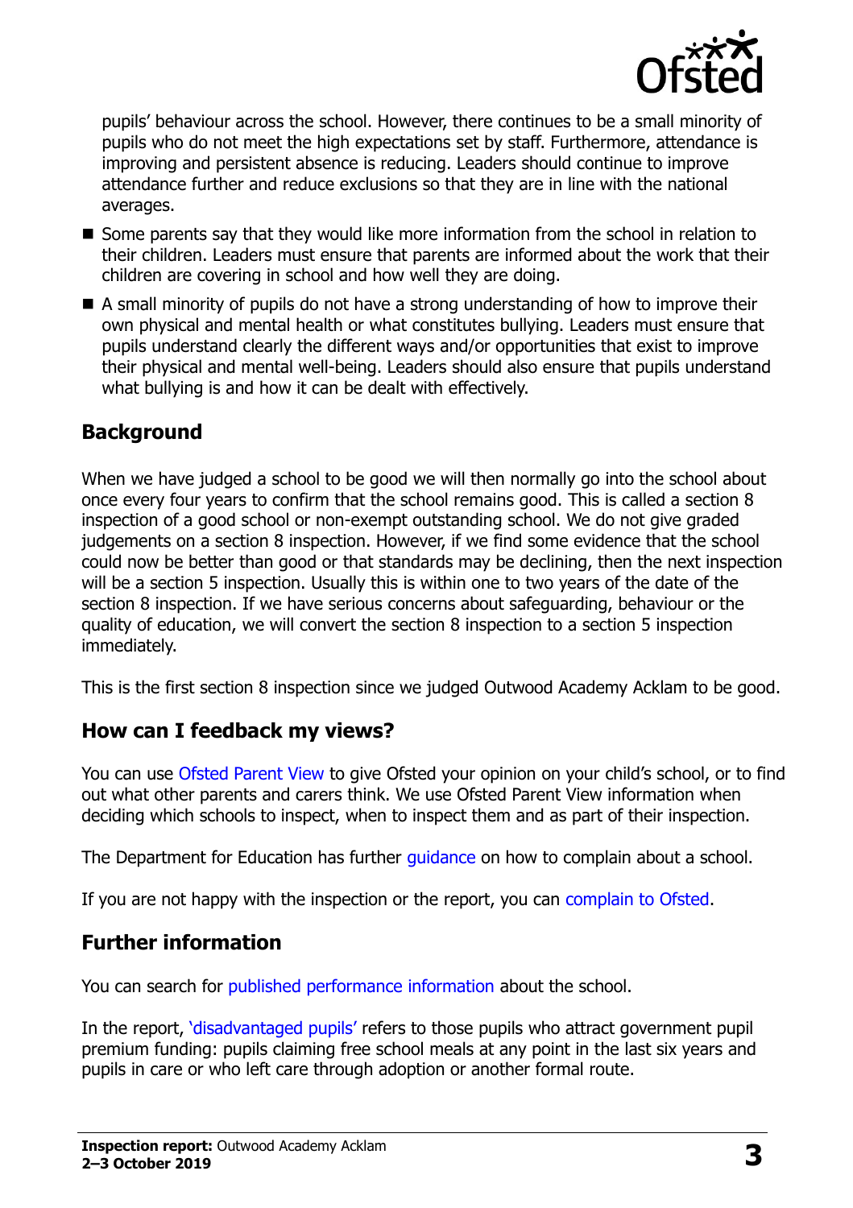pupils' behaviour across the school. However, there continues to be a small minority of pupils who do not meet the high expectations set by staff. Furthermore, attendance is improving and persistent absence is reducing. Leaders should continue to improve attendance further and reduce exclusions so that they are in line with the national averages.

- Some parents say that they would like more information from the school in relation to their children. Leaders must ensure that parents are informed about the work that their children are covering in school and how well they are doing.
- A small minority of pupils do not have a strong understanding of how to improve their own physical and mental health or what constitutes bullying. Leaders must ensure that pupils understand clearly the different ways and/or opportunities that exist to improve their physical and mental well-being. Leaders should also ensure that pupils understand what bullying is and how it can be dealt with effectively.

## Background

When we have judged a school to be good we will then normally go into the school about once every four years to confirm that the school remains good. This is called a section 8 inspection of a good school or non-exempt outstanding school. We do not give graded judgements on a section 8 inspection. However, if we find some evidence that the school could now be better than good or that standards may be declining, then the next inspection will be a section 5 inspection. Usually this is within one to two years of the date of the section 8 inspection. If we have serious concerns about safeguarding, behaviour or the quality of education, we will convert the section 8 inspection to a section 5 inspection immediately.

This is the first section 8 inspection since we judged Outwood Academy Acklam to be good.

## How can I feedback my views?

You can use Ofsted Parent View to give Ofsted your opinion on your child's school, or to find out what other parents and carers think. We use Ofsted Parent View information when deciding which schools to inspect, when to inspect them and as part of their inspection.

The Department for Education has further guidance on how to complain about a school.

If you are not happy with the inspection or the report, you can complain to Ofsted.

## Further information

You can search for published performance information about the school.

In the report, 'disadvantaged pupils' refers to those pupils who attract government pupil premium funding: pupils claiming free school meals at any point in the last six years and pupils in care or who left care through adoption or another formal route.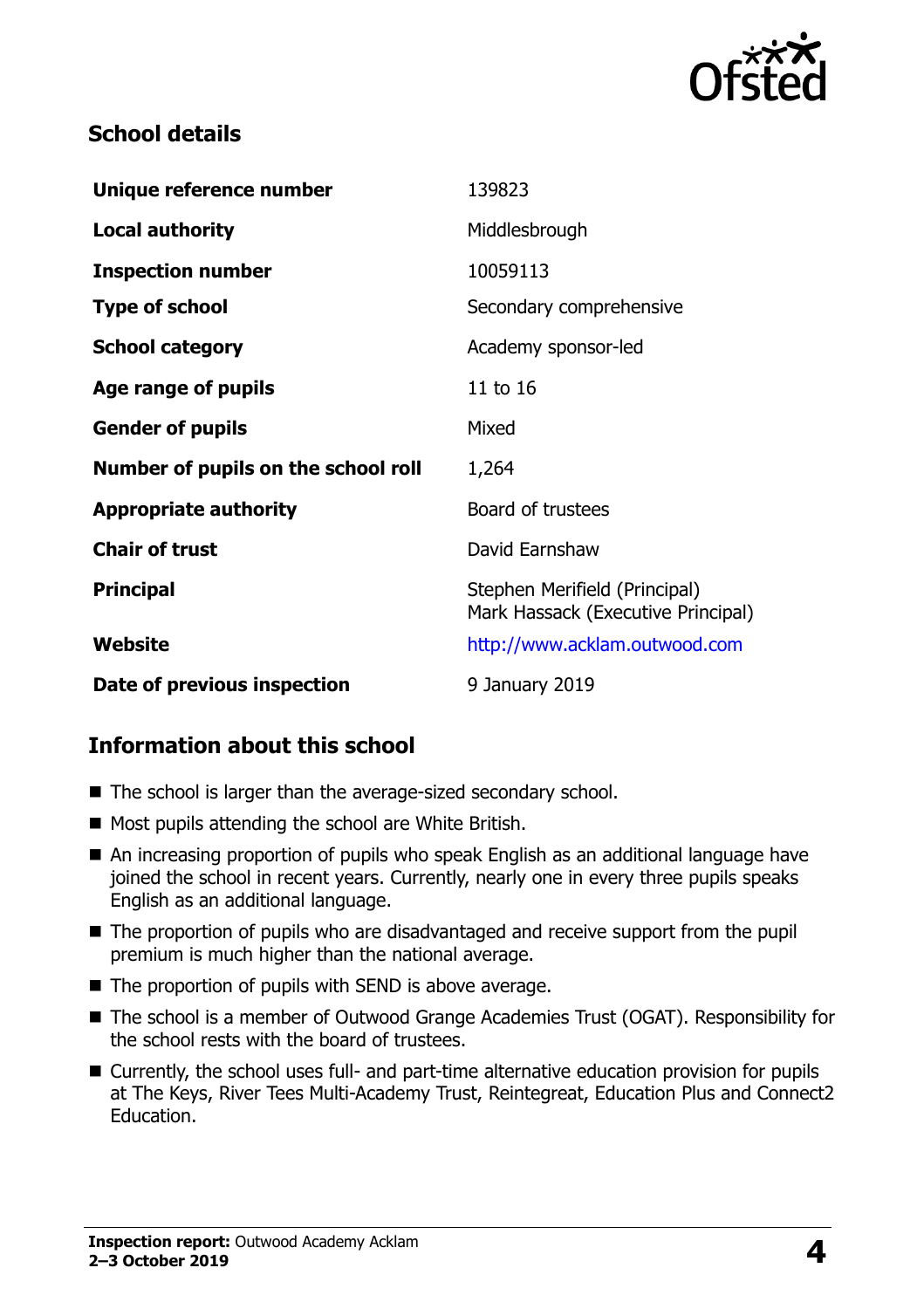## School details

| | |
|---|---|
| **Unique reference number** | 139823 |
| **Local authority** | Middlesbrough |
| **Inspection number** | 10059113 |
| **Type of school** | Secondary comprehensive |
| **School category** | Academy sponsor-led |
| **Age range of pupils** | 11 to 16 |
| **Gender of pupils** | Mixed |
| **Number of pupils on the school roll** | 1,264 |
| **Appropriate authority** | Board of trustees |
| **Chair of trust** | David Earnshaw |
| **Principal** | Stephen Merifield (Principal)<br>Mark Hassack (Executive Principal) |
| **Website** | http://www.acklam.outwood.com |
| **Date of previous inspection** | 9 January 2019 |

## Information about this school

- The school is larger than the average-sized secondary school.
- Most pupils attending the school are White British.
- An increasing proportion of pupils who speak English as an additional language have joined the school in recent years. Currently, nearly one in every three pupils speaks English as an additional language.
- The proportion of pupils who are disadvantaged and receive support from the pupil premium is much higher than the national average.
- The proportion of pupils with SEND is above average.
- The school is a member of Outwood Grange Academies Trust (OGAT). Responsibility for the school rests with the board of trustees.
- Currently, the school uses full- and part-time alternative education provision for pupils at The Keys, River Tees Multi-Academy Trust, Reintegreat, Education Plus and Connect2 Education.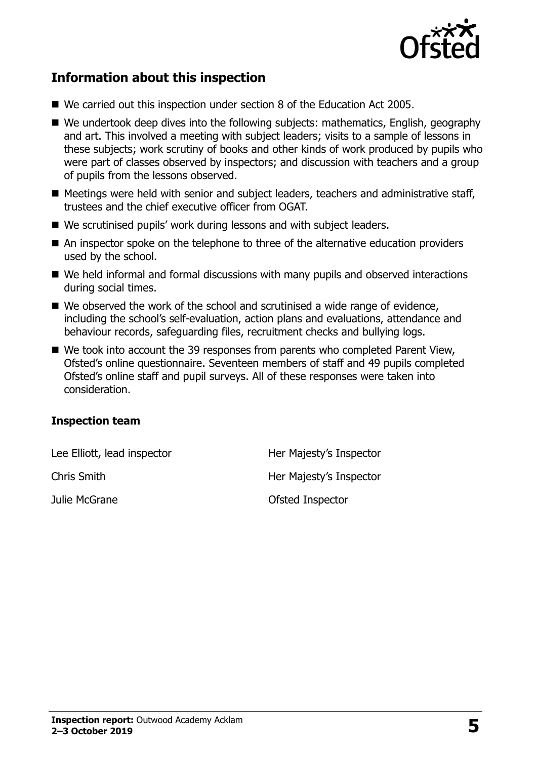## Information about this inspection

- We carried out this inspection under section 8 of the Education Act 2005.
- We undertook deep dives into the following subjects: mathematics, English, geography and art. This involved a meeting with subject leaders; visits to a sample of lessons in these subjects; work scrutiny of books and other kinds of work produced by pupils who were part of classes observed by inspectors; and discussion with teachers and a group of pupils from the lessons observed.
- Meetings were held with senior and subject leaders, teachers and administrative staff, trustees and the chief executive officer from OGAT.
- We scrutinised pupils' work during lessons and with subject leaders.
- An inspector spoke on the telephone to three of the alternative education providers used by the school.
- We held informal and formal discussions with many pupils and observed interactions during social times.
- We observed the work of the school and scrutinised a wide range of evidence, including the school's self-evaluation, action plans and evaluations, attendance and behaviour records, safeguarding files, recruitment checks and bullying logs.
- We took into account the 39 responses from parents who completed Parent View, Ofsted's online questionnaire. Seventeen members of staff and 49 pupils completed Ofsted's online staff and pupil surveys. All of these responses were taken into consideration.

### Inspection team

| | |
|---|---|
| Lee Elliott, lead inspector | Her Majesty's Inspector |
| Chris Smith | Her Majesty's Inspector |
| Julie McGrane | Ofsted Inspector |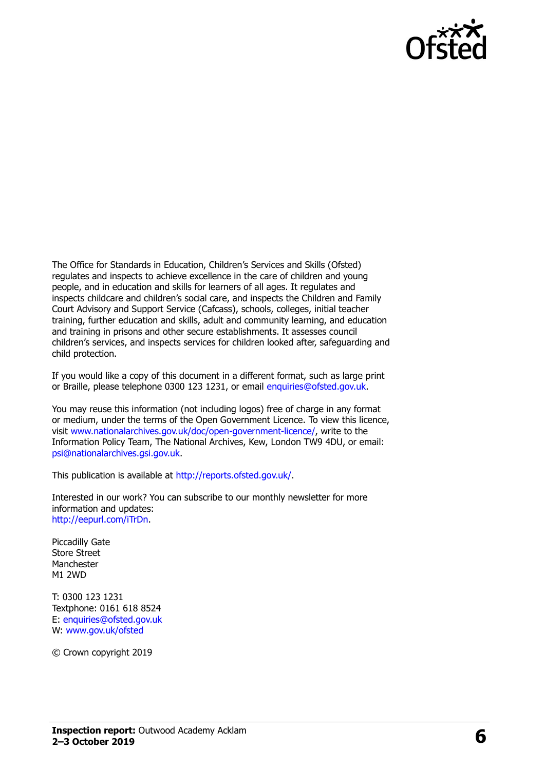The Office for Standards in Education, Children's Services and Skills (Ofsted) regulates and inspects to achieve excellence in the care of children and young people, and in education and skills for learners of all ages. It regulates and inspects childcare and children's social care, and inspects the Children and Family Court Advisory and Support Service (Cafcass), schools, colleges, initial teacher training, further education and skills, adult and community learning, and education and training in prisons and other secure establishments. It assesses council children's services, and inspects services for children looked after, safeguarding and child protection.

If you would like a copy of this document in a different format, such as large print or Braille, please telephone 0300 123 1231, or email enquiries@ofsted.gov.uk.

You may reuse this information (not including logos) free of charge in any format or medium, under the terms of the Open Government Licence. To view this licence, visit www.nationalarchives.gov.uk/doc/open-government-licence/, write to the Information Policy Team, The National Archives, Kew, London TW9 4DU, or email: psi@nationalarchives.gsi.gov.uk.

This publication is available at http://reports.ofsted.gov.uk/.

Interested in our work? You can subscribe to our monthly newsletter for more information and updates:
http://eepurl.com/iTrDn.

Piccadilly Gate
Store Street
Manchester
M1 2WD

T: 0300 123 1231
Textphone: 0161 618 8524
E: enquiries@ofsted.gov.uk
W: www.gov.uk/ofsted

© Crown copyright 2019